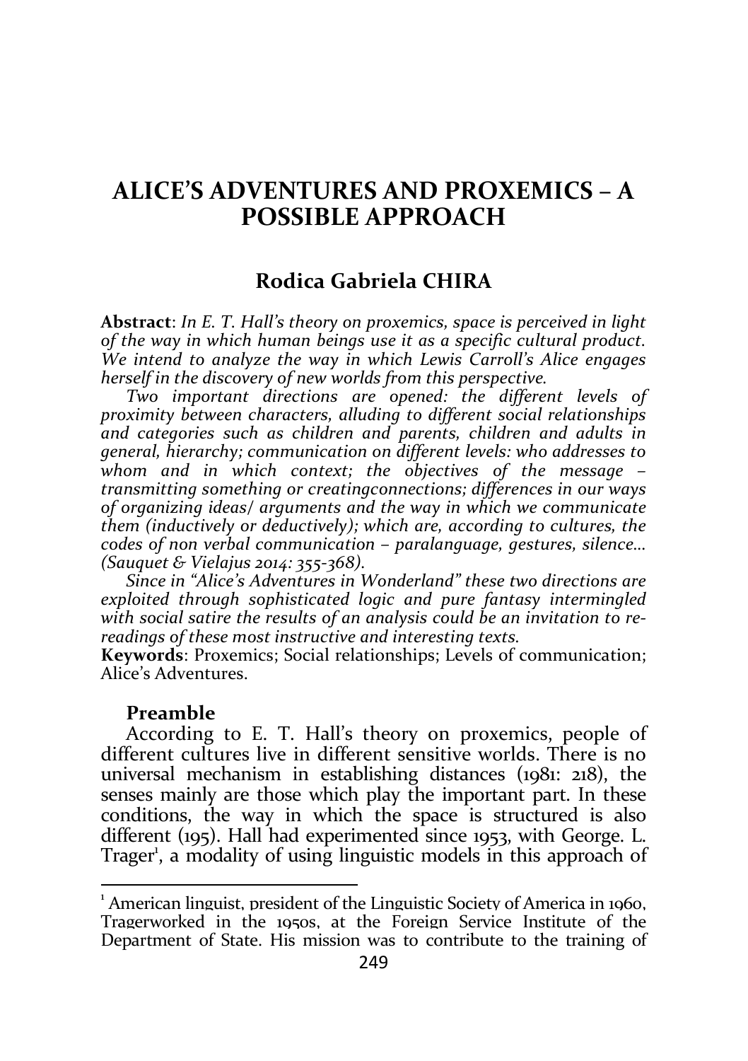# ALICE'S ADVENTURES AND PROXEMICS – A POSSIBLE APPROACH

## Rodica Gabriela CHIRA

**Abstract**: *In E. T. Hall's theory on proxemics, space is perceived in light of the way in which human beings use it as a specific cultural product. We intend to analyze the way in which Lewis Carroll's Alice engages herself in the discovery of new worlds from this perspective.*

*Two important directions are opened: the different levels of proximity between characters, alluding to different social relationships and categories such as children and parents, children and adults in general, hierarchy; communication on different levels: who addresses to whom and in which context; the objectives of the message – transmitting something or creatingconnections; differences in our ways of organizing ideas/ arguments and the way in which we communicate them (inductively or deductively); which are, according to cultures, the codes of non verbal communication – paralanguage, gestures, silence... (Sauquet & Vielajus 2014: 355-368).*

*Since in "Alice's Adventures in Wonderland" these two directions are exploited through sophisticated logic and pure fantasy intermingled with social satire the results of an analysis could be an invitation to re-readings of these most instructive and interesting texts.*

**Keywords**: Proxemics; Social relationships; Levels of communication; Alice's Adventures.

### Preamble

According to E. T. Hall's theory on proxemics, people of different cultures live in different sensitive worlds. There is no universal mechanism in establishing distances (1981: 218), the senses mainly are those which play the important part. In these conditions, the way in which the space is structured is also different (195). Hall had experimented since 1953, with George. L. Trager[1], a modality of using linguistic models in this approach of

---

[1] American linguist, president of the Linguistic Society of America in 1960, Tragerworked in the 1950s, at the Foreign Service Institute of the Department of State. His mission was to contribute to the training of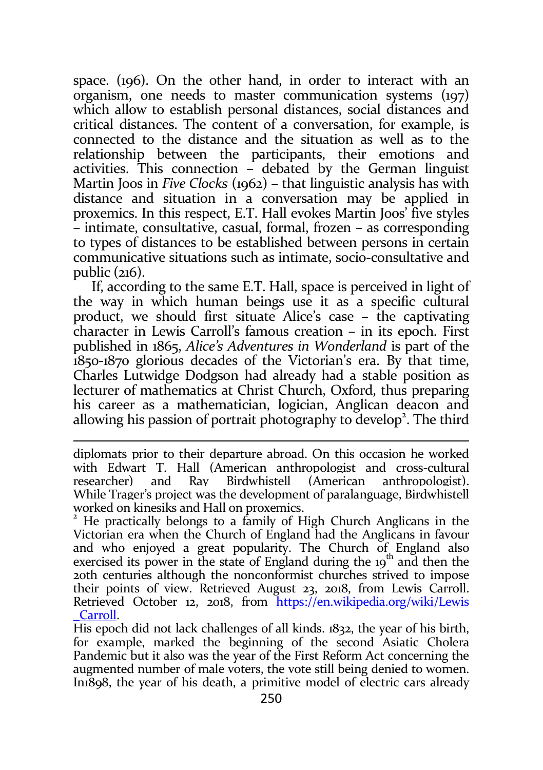space. (196). On the other hand, in order to interact with an organism, one needs to master communication systems (197) which allow to establish personal distances, social distances and critical distances. The content of a conversation, for example, is connected to the distance and the situation as well as to the relationship between the participants, their emotions and activities. This connection – debated by the German linguist Martin Joos in *Five Clocks* (1962) – that linguistic analysis has with distance and situation in a conversation may be applied in proxemics. In this respect, E.T. Hall evokes Martin Joos' five styles – intimate, consultative, casual, formal, frozen – as corresponding to types of distances to be established between persons in certain communicative situations such as intimate, socio-consultative and public (216).

If, according to the same E.T. Hall, space is perceived in light of the way in which human beings use it as a specific cultural product, we should first situate Alice's case – the captivating character in Lewis Carroll's famous creation – in its epoch. First published in 1865, *Alice's Adventures in Wonderland* is part of the 1850-1870 glorious decades of the Victorian's era. By that time, Charles Lutwidge Dodgson had already had a stable position as lecturer of mathematics at Christ Church, Oxford, thus preparing his career as a mathematician, logician, Anglican deacon and allowing his passion of portrait photography to develop[2]. The third

---

diplomats prior to their departure abroad. On this occasion he worked with Edwart T. Hall (American anthropologist and cross-cultural researcher) and Ray Birdwhistell (American anthropologist). While Trager's project was the development of paralanguage, Birdwhistell worked on kinesiks and Hall on proxemics.

[2] He practically belongs to a family of High Church Anglicans in the Victorian era when the Church of England had the Anglicans in favour and who enjoyed a great popularity. The Church of England also exercised its power in the state of England during the 19th and then the 20th centuries although the nonconformist churches strived to impose their points of view. Retrieved August 23, 2018, from Lewis Carroll. Retrieved October 12, 2018, from [https://en.wikipedia.org/wiki/Lewis_Carroll](https://en.wikipedia.org/wiki/Lewis_Carroll).

His epoch did not lack challenges of all kinds. 1832, the year of his birth, for example, marked the beginning of the second Asiatic Cholera Pandemic but it also was the year of the First Reform Act concerning the augmented number of male voters, the vote still being denied to women. In1898, the year of his death, a primitive model of electric cars already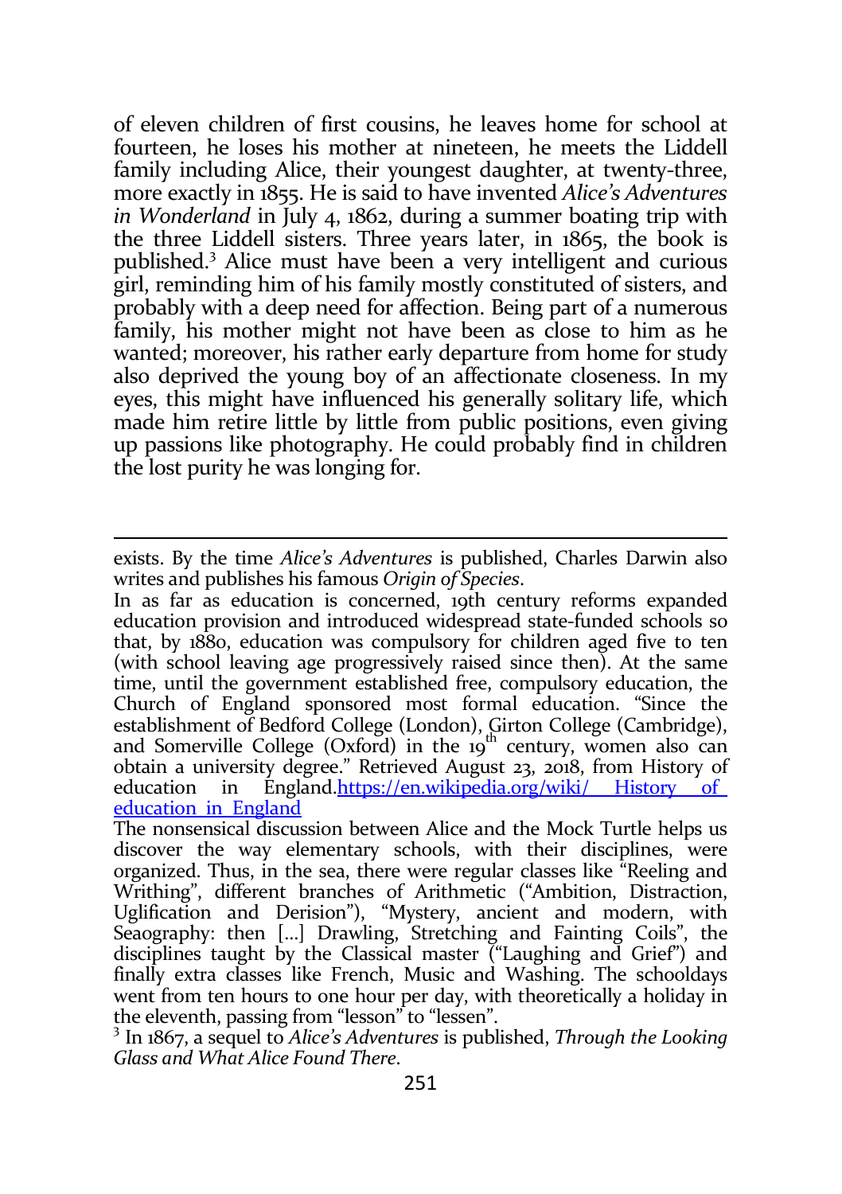of eleven children of first cousins, he leaves home for school at fourteen, he loses his mother at nineteen, he meets the Liddell family including Alice, their youngest daughter, at twenty-three, more exactly in 1855. He is said to have invented *Alice's Adventures in Wonderland* in July 4, 1862, during a summer boating trip with the three Liddell sisters. Three years later, in 1865, the book is published.[3] Alice must have been a very intelligent and curious girl, reminding him of his family mostly constituted of sisters, and probably with a deep need for affection. Being part of a numerous family, his mother might not have been as close to him as he wanted; moreover, his rather early departure from home for study also deprived the young boy of an affectionate closeness. In my eyes, this might have influenced his generally solitary life, which made him retire little by little from public positions, even giving up passions like photography. He could probably find in children the lost purity he was longing for.

---

exists. By the time *Alice's Adventures* is published, Charles Darwin also writes and publishes his famous *Origin of Species*.

In as far as education is concerned, 19th century reforms expanded education provision and introduced widespread state-funded schools so that, by 1880, education was compulsory for children aged five to ten (with school leaving age progressively raised since then). At the same time, until the government established free, compulsory education, the Church of England sponsored most formal education. "Since the establishment of Bedford College (London), Girton College (Cambridge), and Somerville College (Oxford) in the 19th century, women also can obtain a university degree." Retrieved August 23, 2018, from History of education in England.https://en.wikipedia.org/wiki/ History of education in England

The nonsensical discussion between Alice and the Mock Turtle helps us discover the way elementary schools, with their disciplines, were organized. Thus, in the sea, there were regular classes like "Reeling and Writhing", different branches of Arithmetic ("Ambition, Distraction, Uglification and Derision"), "Mystery, ancient and modern, with Seaography: then [...] Drawling, Stretching and Fainting Coils", the disciplines taught by the Classical master ("Laughing and Grief") and finally extra classes like French, Music and Washing. The schooldays went from ten hours to one hour per day, with theoretically a holiday in the eleventh, passing from "lesson" to "lessen".

[3] In 1867, a sequel to *Alice's Adventures* is published, *Through the Looking Glass and What Alice Found There*.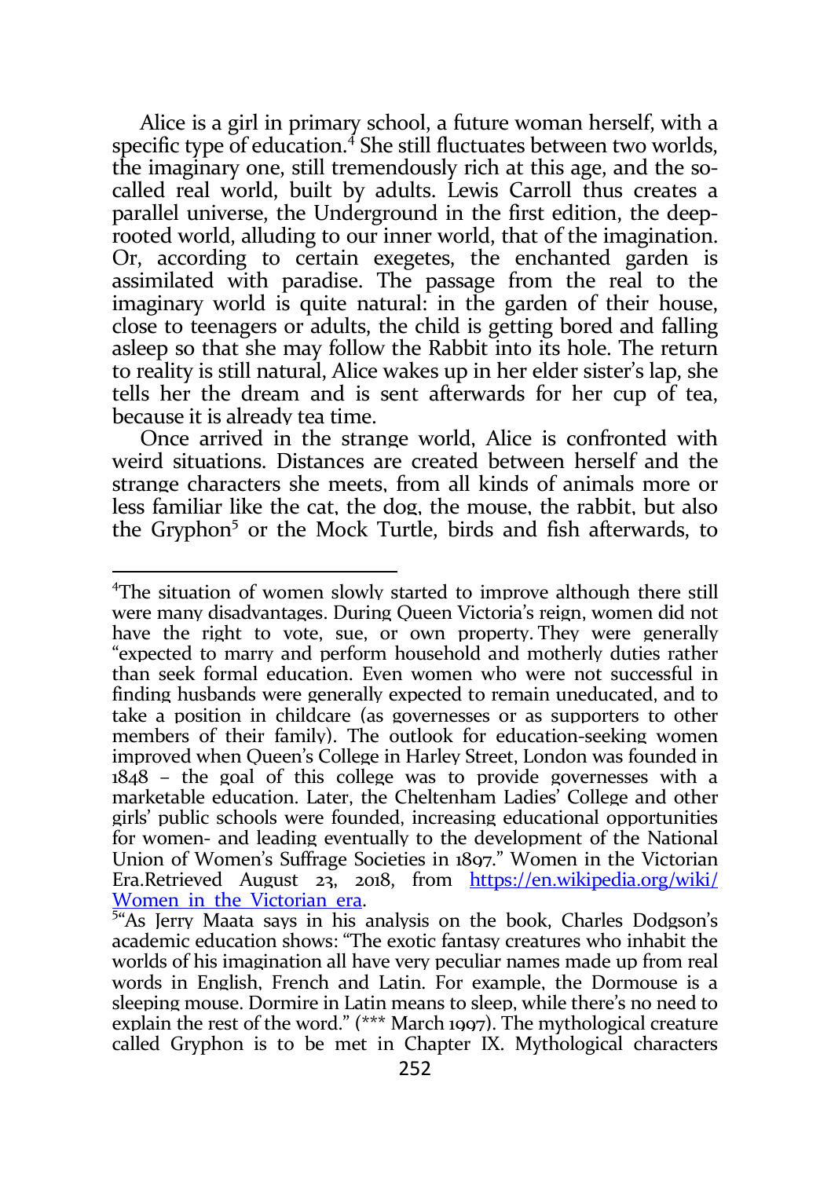Alice is a girl in primary school, a future woman herself, with a specific type of education.[4] She still fluctuates between two worlds, the imaginary one, still tremendously rich at this age, and the so-called real world, built by adults. Lewis Carroll thus creates a parallel universe, the Underground in the first edition, the deep-rooted world, alluding to our inner world, that of the imagination. Or, according to certain exegetes, the enchanted garden is assimilated with paradise. The passage from the real to the imaginary world is quite natural: in the garden of their house, close to teenagers or adults, the child is getting bored and falling asleep so that she may follow the Rabbit into its hole. The return to reality is still natural, Alice wakes up in her elder sister's lap, she tells her the dream and is sent afterwards for her cup of tea, because it is already tea time.

Once arrived in the strange world, Alice is confronted with weird situations. Distances are created between herself and the strange characters she meets, from all kinds of animals more or less familiar like the cat, the dog, the mouse, the rabbit, but also the Gryphon[5] or the Mock Turtle, birds and fish afterwards, to

---

[4]The situation of women slowly started to improve although there still were many disadvantages. During Queen Victoria's reign, women did not have the right to vote, sue, or own property. They were generally "expected to marry and perform household and motherly duties rather than seek formal education. Even women who were not successful in finding husbands were generally expected to remain uneducated, and to take a position in childcare (as governesses or as supporters to other members of their family). The outlook for education-seeking women improved when Queen's College in Harley Street, London was founded in 1848 – the goal of this college was to provide governesses with a marketable education. Later, the Cheltenham Ladies' College and other girls' public schools were founded, increasing educational opportunities for women- and leading eventually to the development of the National Union of Women's Suffrage Societies in 1897." Women in the Victorian Era.Retrieved August 23, 2018, from [https://en.wikipedia.org/wiki/Women_in_the_Victorian_era](https://en.wikipedia.org/wiki/Women_in_the_Victorian_era).

[5]"As Jerry Maata says in his analysis on the book, Charles Dodgson's academic education shows: "The exotic fantasy creatures who inhabit the worlds of his imagination all have very peculiar names made up from real words in English, French and Latin. For example, the Dormouse is a sleeping mouse. Dormire in Latin means to sleep, while there's no need to explain the rest of the word." (*** March 1997). The mythological creature called Gryphon is to be met in Chapter IX. Mythological characters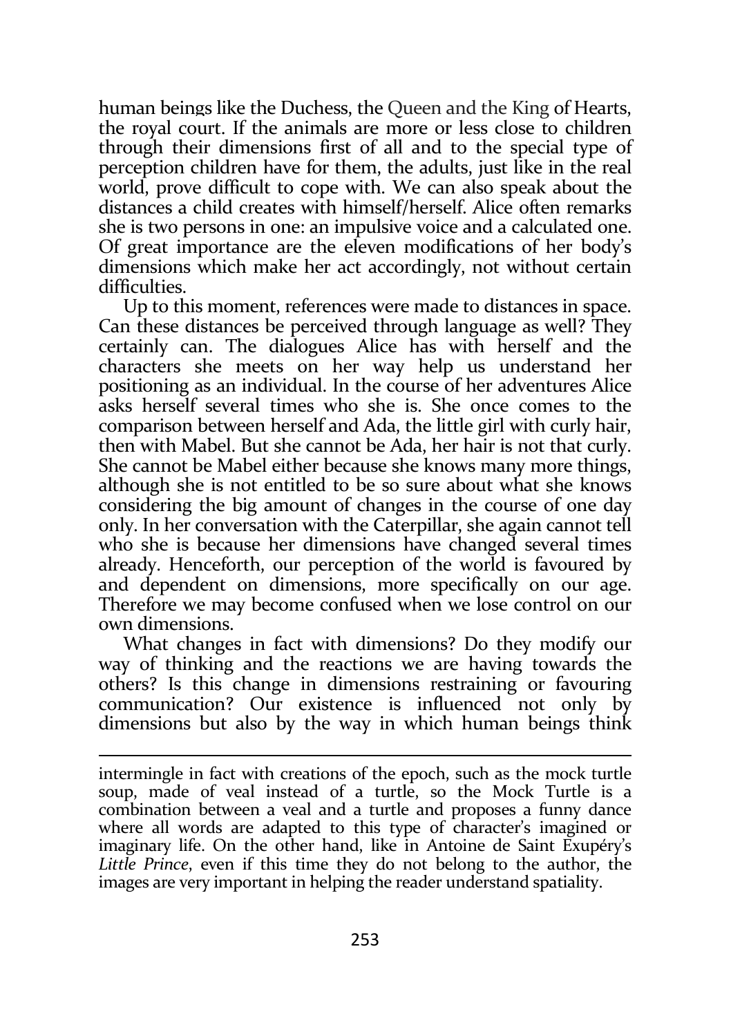human beings like the Duchess, the Queen and the King of Hearts, the royal court. If the animals are more or less close to children through their dimensions first of all and to the special type of perception children have for them, the adults, just like in the real world, prove difficult to cope with. We can also speak about the distances a child creates with himself/herself. Alice often remarks she is two persons in one: an impulsive voice and a calculated one. Of great importance are the eleven modifications of her body's dimensions which make her act accordingly, not without certain difficulties.

Up to this moment, references were made to distances in space. Can these distances be perceived through language as well? They certainly can. The dialogues Alice has with herself and the characters she meets on her way help us understand her positioning as an individual. In the course of her adventures Alice asks herself several times who she is. She once comes to the comparison between herself and Ada, the little girl with curly hair, then with Mabel. But she cannot be Ada, her hair is not that curly. She cannot be Mabel either because she knows many more things, although she is not entitled to be so sure about what she knows considering the big amount of changes in the course of one day only. In her conversation with the Caterpillar, she again cannot tell who she is because her dimensions have changed several times already. Henceforth, our perception of the world is favoured by and dependent on dimensions, more specifically on our age. Therefore we may become confused when we lose control on our own dimensions.

What changes in fact with dimensions? Do they modify our way of thinking and the reactions we are having towards the others? Is this change in dimensions restraining or favouring communication? Our existence is influenced not only by dimensions but also by the way in which human beings think

---

intermingle in fact with creations of the epoch, such as the mock turtle soup, made of veal instead of a turtle, so the Mock Turtle is a combination between a veal and a turtle and proposes a funny dance where all words are adapted to this type of character's imagined or imaginary life. On the other hand, like in Antoine de Saint Exupéry's *Little Prince*, even if this time they do not belong to the author, the images are very important in helping the reader understand spatiality.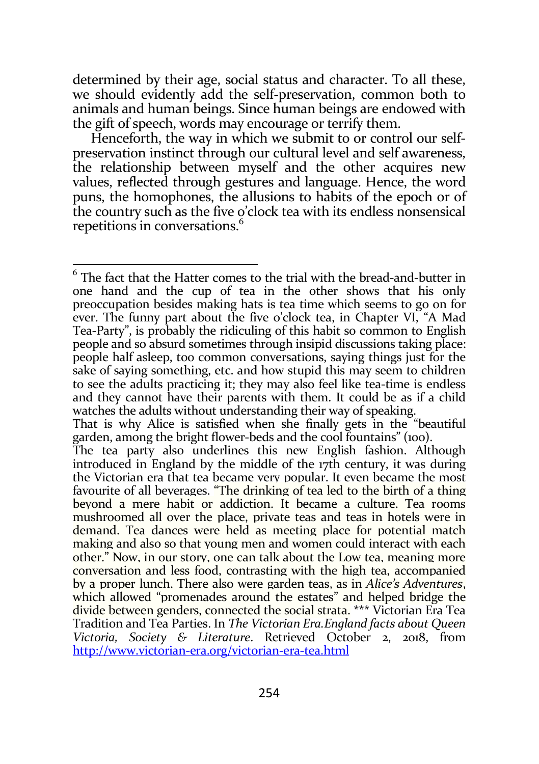determined by their age, social status and character. To all these, we should evidently add the self-preservation, common both to animals and human beings. Since human beings are endowed with the gift of speech, words may encourage or terrify them.

Henceforth, the way in which we submit to or control our self-preservation instinct through our cultural level and self awareness, the relationship between myself and the other acquires new values, reflected through gestures and language. Hence, the word puns, the homophones, the allusions to habits of the epoch or of the country such as the five o'clock tea with its endless nonsensical repetitions in conversations.[6]

---

[6] The fact that the Hatter comes to the trial with the bread-and-butter in one hand and the cup of tea in the other shows that his only preoccupation besides making hats is tea time which seems to go on for ever. The funny part about the five o'clock tea, in Chapter VI, "A Mad Tea-Party", is probably the ridiculing of this habit so common to English people and so absurd sometimes through insipid discussions taking place: people half asleep, too common conversations, saying things just for the sake of saying something, etc. and how stupid this may seem to children to see the adults practicing it; they may also feel like tea-time is endless and they cannot have their parents with them. It could be as if a child watches the adults without understanding their way of speaking.
That is why Alice is satisfied when she finally gets in the "beautiful garden, among the bright flower-beds and the cool fountains" (100).
The tea party also underlines this new English fashion. Although introduced in England by the middle of the 17th century, it was during the Victorian era that tea became very popular. It even became the most favourite of all beverages. "The drinking of tea led to the birth of a thing beyond a mere habit or addiction. It became a culture. Tea rooms mushroomed all over the place, private teas and teas in hotels were in demand. Tea dances were held as meeting place for potential match making and also so that young men and women could interact with each other." Now, in our story, one can talk about the Low tea, meaning more conversation and less food, contrasting with the high tea, accompanied by a proper lunch. There also were garden teas, as in *Alice's Adventures*, which allowed "promenades around the estates" and helped bridge the divide between genders, connected the social strata. *** Victorian Era Tea Tradition and Tea Parties. In *The Victorian Era.England facts about Queen Victoria, Society & Literature*. Retrieved October 2, 2018, from http://www.victorian-era.org/victorian-era-tea.html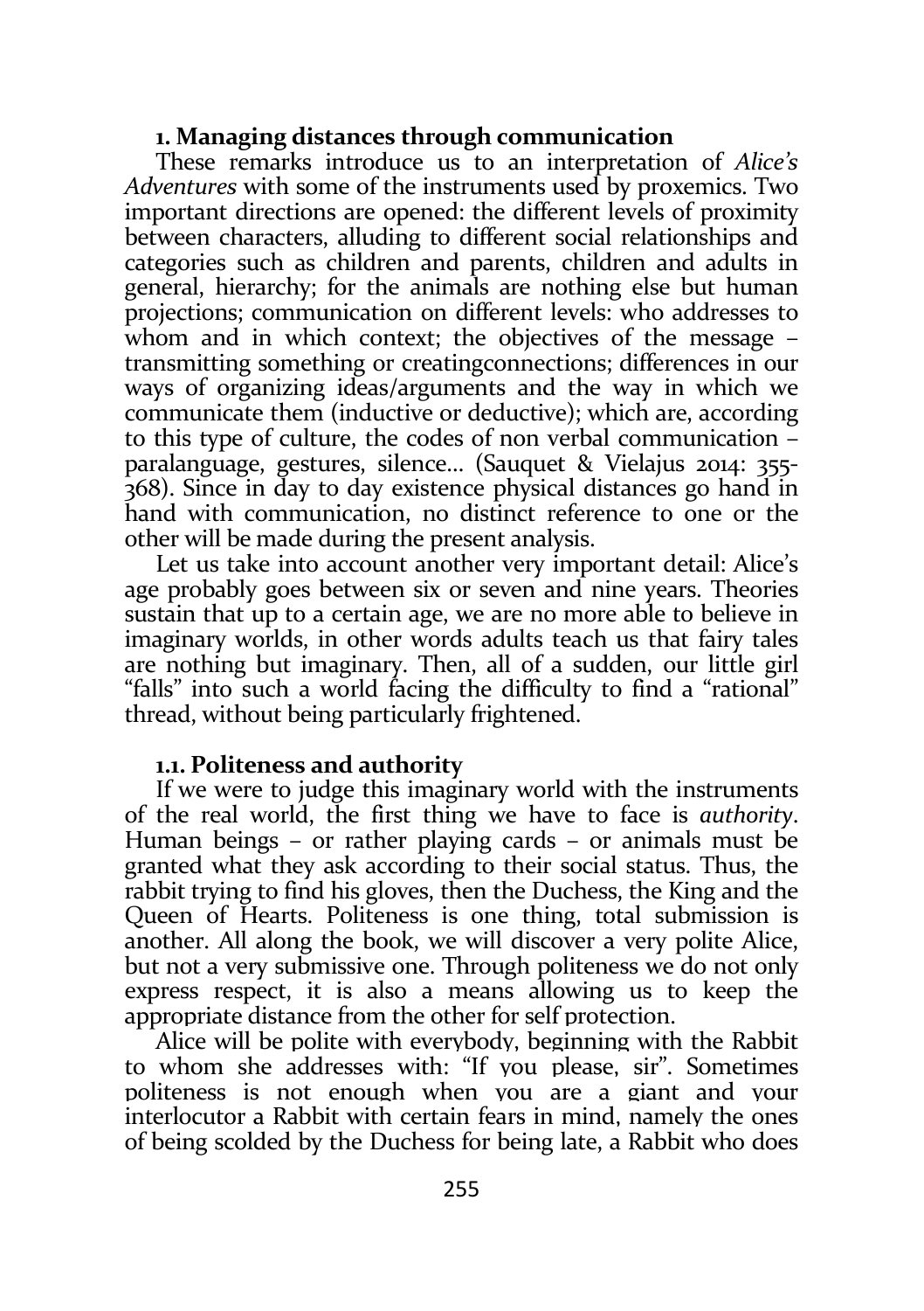## 1. Managing distances through communication

These remarks introduce us to an interpretation of *Alice's Adventures* with some of the instruments used by proxemics. Two important directions are opened: the different levels of proximity between characters, alluding to different social relationships and categories such as children and parents, children and adults in general, hierarchy; for the animals are nothing else but human projections; communication on different levels: who addresses to whom and in which context; the objectives of the message – transmitting something or creatingconnections; differences in our ways of organizing ideas/arguments and the way in which we communicate them (inductive or deductive); which are, according to this type of culture, the codes of non verbal communication – paralanguage, gestures, silence… (Sauquet & Vielajus 2014: 355-368). Since in day to day existence physical distances go hand in hand with communication, no distinct reference to one or the other will be made during the present analysis.

Let us take into account another very important detail: Alice's age probably goes between six or seven and nine years. Theories sustain that up to a certain age, we are no more able to believe in imaginary worlds, in other words adults teach us that fairy tales are nothing but imaginary. Then, all of a sudden, our little girl "falls" into such a world facing the difficulty to find a "rational" thread, without being particularly frightened.

### 1.1. Politeness and authority

If we were to judge this imaginary world with the instruments of the real world, the first thing we have to face is *authority*. Human beings – or rather playing cards – or animals must be granted what they ask according to their social status. Thus, the rabbit trying to find his gloves, then the Duchess, the King and the Queen of Hearts. Politeness is one thing, total submission is another. All along the book, we will discover a very polite Alice, but not a very submissive one. Through politeness we do not only express respect, it is also a means allowing us to keep the appropriate distance from the other for self protection.

Alice will be polite with everybody, beginning with the Rabbit to whom she addresses with: "If you please, sir". Sometimes politeness is not enough when you are a giant and your interlocutor a Rabbit with certain fears in mind, namely the ones of being scolded by the Duchess for being late, a Rabbit who does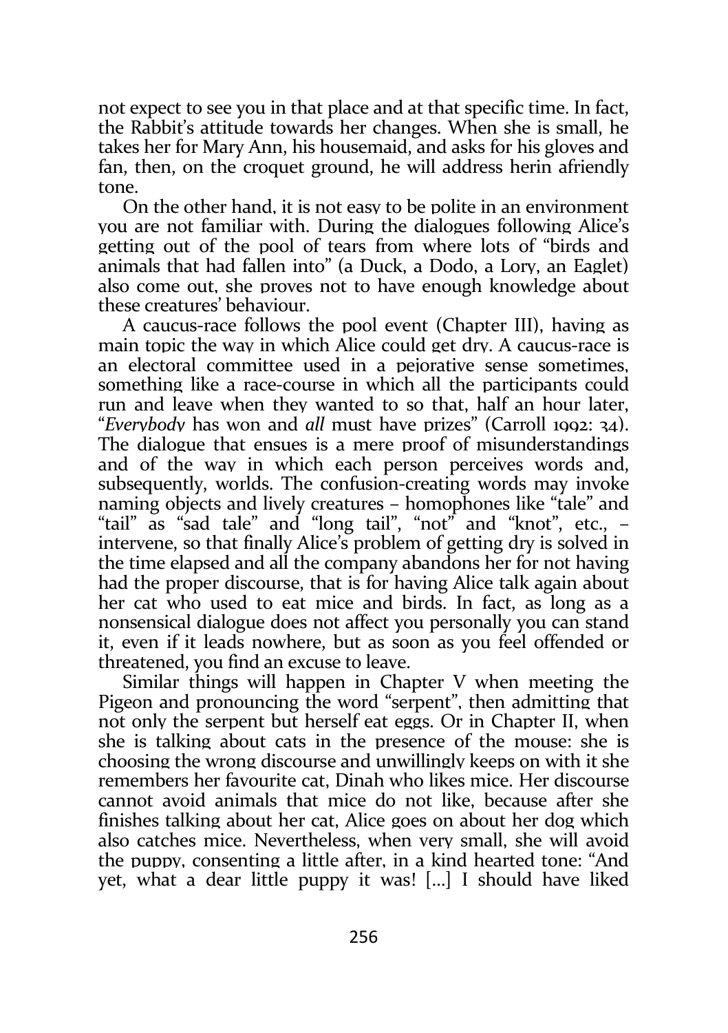not expect to see you in that place and at that specific time. In fact, the Rabbit's attitude towards her changes. When she is small, he takes her for Mary Ann, his housemaid, and asks for his gloves and fan, then, on the croquet ground, he will address herin afriendly tone.

On the other hand, it is not easy to be polite in an environment you are not familiar with. During the dialogues following Alice's getting out of the pool of tears from where lots of "birds and animals that had fallen into" (a Duck, a Dodo, a Lory, an Eaglet) also come out, she proves not to have enough knowledge about these creatures' behaviour.

A caucus-race follows the pool event (Chapter III), having as main topic the way in which Alice could get dry. A caucus-race is an electoral committee used in a pejorative sense sometimes, something like a race-course in which all the participants could run and leave when they wanted to so that, half an hour later, "*Everybody* has won and *all* must have prizes" (Carroll 1992: 34). The dialogue that ensues is a mere proof of misunderstandings and of the way in which each person perceives words and, subsequently, worlds. The confusion-creating words may invoke naming objects and lively creatures – homophones like "tale" and "tail" as "sad tale" and "long tail", "not" and "knot", etc., – intervene, so that finally Alice's problem of getting dry is solved in the time elapsed and all the company abandons her for not having had the proper discourse, that is for having Alice talk again about her cat who used to eat mice and birds. In fact, as long as a nonsensical dialogue does not affect you personally you can stand it, even if it leads nowhere, but as soon as you feel offended or threatened, you find an excuse to leave.

Similar things will happen in Chapter V when meeting the Pigeon and pronouncing the word "serpent", then admitting that not only the serpent but herself eat eggs. Or in Chapter II, when she is talking about cats in the presence of the mouse: she is choosing the wrong discourse and unwillingly keeps on with it she remembers her favourite cat, Dinah who likes mice. Her discourse cannot avoid animals that mice do not like, because after she finishes talking about her cat, Alice goes on about her dog which also catches mice. Nevertheless, when very small, she will avoid the puppy, consenting a little after, in a kind hearted tone: "And yet, what a dear little puppy it was! [...] I should have liked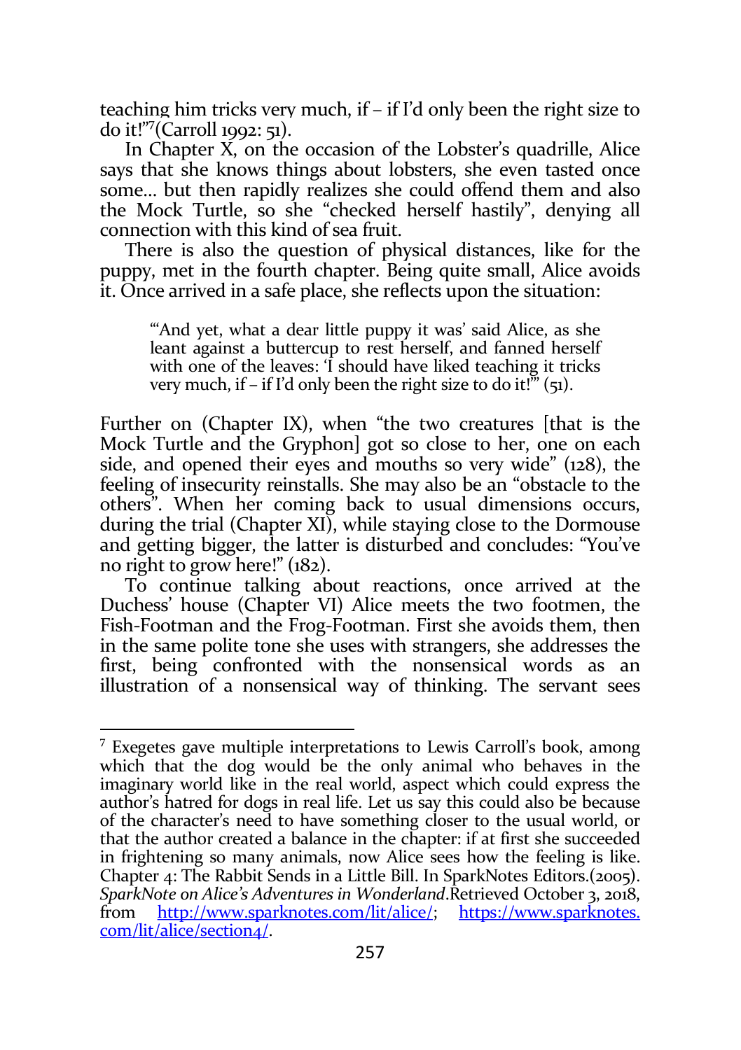teaching him tricks very much, if – if I'd only been the right size to do it!"[7](Carroll 1992: 51).

In Chapter X, on the occasion of the Lobster's quadrille, Alice says that she knows things about lobsters, she even tasted once some... but then rapidly realizes she could offend them and also the Mock Turtle, so she "checked herself hastily", denying all connection with this kind of sea fruit.

There is also the question of physical distances, like for the puppy, met in the fourth chapter. Being quite small, Alice avoids it. Once arrived in a safe place, she reflects upon the situation:

> "'And yet, what a dear little puppy it was' said Alice, as she leant against a buttercup to rest herself, and fanned herself with one of the leaves: 'I should have liked teaching it tricks very much, if – if I'd only been the right size to do it!'" (51).

Further on (Chapter IX), when "the two creatures [that is the Mock Turtle and the Gryphon] got so close to her, one on each side, and opened their eyes and mouths so very wide" (128), the feeling of insecurity reinstalls. She may also be an "obstacle to the others". When her coming back to usual dimensions occurs, during the trial (Chapter XI), while staying close to the Dormouse and getting bigger, the latter is disturbed and concludes: "You've no right to grow here!" (182).

To continue talking about reactions, once arrived at the Duchess' house (Chapter VI) Alice meets the two footmen, the Fish-Footman and the Frog-Footman. First she avoids them, then in the same polite tone she uses with strangers, she addresses the first, being confronted with the nonsensical words as an illustration of a nonsensical way of thinking. The servant sees

---

[7] Exegetes gave multiple interpretations to Lewis Carroll's book, among which that the dog would be the only animal who behaves in the imaginary world like in the real world, aspect which could express the author's hatred for dogs in real life. Let us say this could also be because of the character's need to have something closer to the usual world, or that the author created a balance in the chapter: if at first she succeeded in frightening so many animals, now Alice sees how the feeling is like. Chapter 4: The Rabbit Sends in a Little Bill. In SparkNotes Editors.(2005). *SparkNote on Alice's Adventures in Wonderland*.Retrieved October 3, 2018, from http://www.sparknotes.com/lit/alice/; https://www.sparknotes.com/lit/alice/section4/.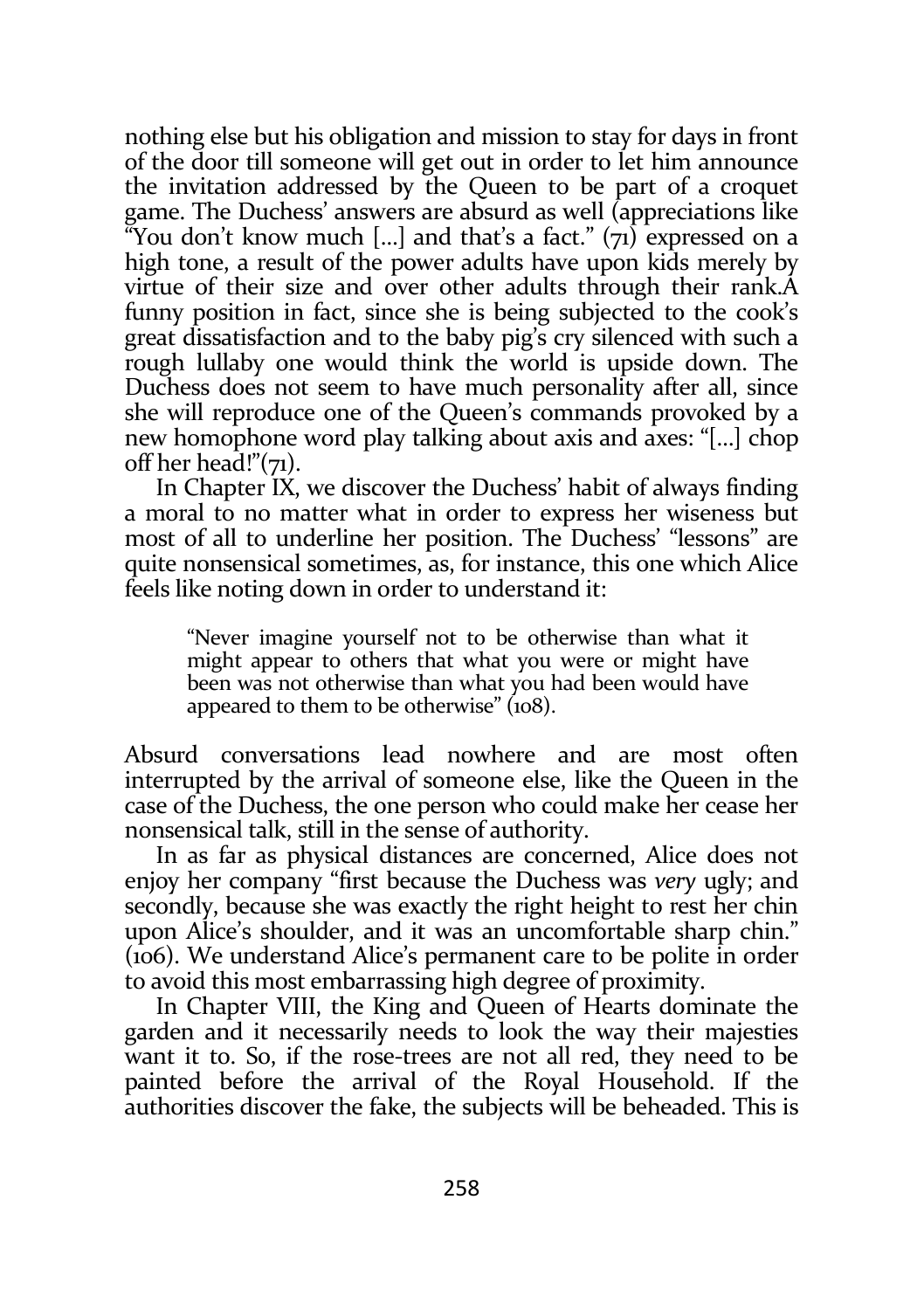nothing else but his obligation and mission to stay for days in front of the door till someone will get out in order to let him announce the invitation addressed by the Queen to be part of a croquet game. The Duchess' answers are absurd as well (appreciations like "You don't know much [...] and that's a fact." (71) expressed on a high tone, a result of the power adults have upon kids merely by virtue of their size and over other adults through their rank.A funny position in fact, since she is being subjected to the cook's great dissatisfaction and to the baby pig's cry silenced with such a rough lullaby one would think the world is upside down. The Duchess does not seem to have much personality after all, since she will reproduce one of the Queen's commands provoked by a new homophone word play talking about axis and axes: "[...] chop off her head!"(71).

In Chapter IX, we discover the Duchess' habit of always finding a moral to no matter what in order to express her wiseness but most of all to underline her position. The Duchess' "lessons" are quite nonsensical sometimes, as, for instance, this one which Alice feels like noting down in order to understand it:

> "Never imagine yourself not to be otherwise than what it might appear to others that what you were or might have been was not otherwise than what you had been would have appeared to them to be otherwise" (108).

Absurd conversations lead nowhere and are most often interrupted by the arrival of someone else, like the Queen in the case of the Duchess, the one person who could make her cease her nonsensical talk, still in the sense of authority.

In as far as physical distances are concerned, Alice does not enjoy her company "first because the Duchess was *very* ugly; and secondly, because she was exactly the right height to rest her chin upon Alice's shoulder, and it was an uncomfortable sharp chin." (106). We understand Alice's permanent care to be polite in order to avoid this most embarrassing high degree of proximity.

In Chapter VIII, the King and Queen of Hearts dominate the garden and it necessarily needs to look the way their majesties want it to. So, if the rose-trees are not all red, they need to be painted before the arrival of the Royal Household. If the authorities discover the fake, the subjects will be beheaded. This is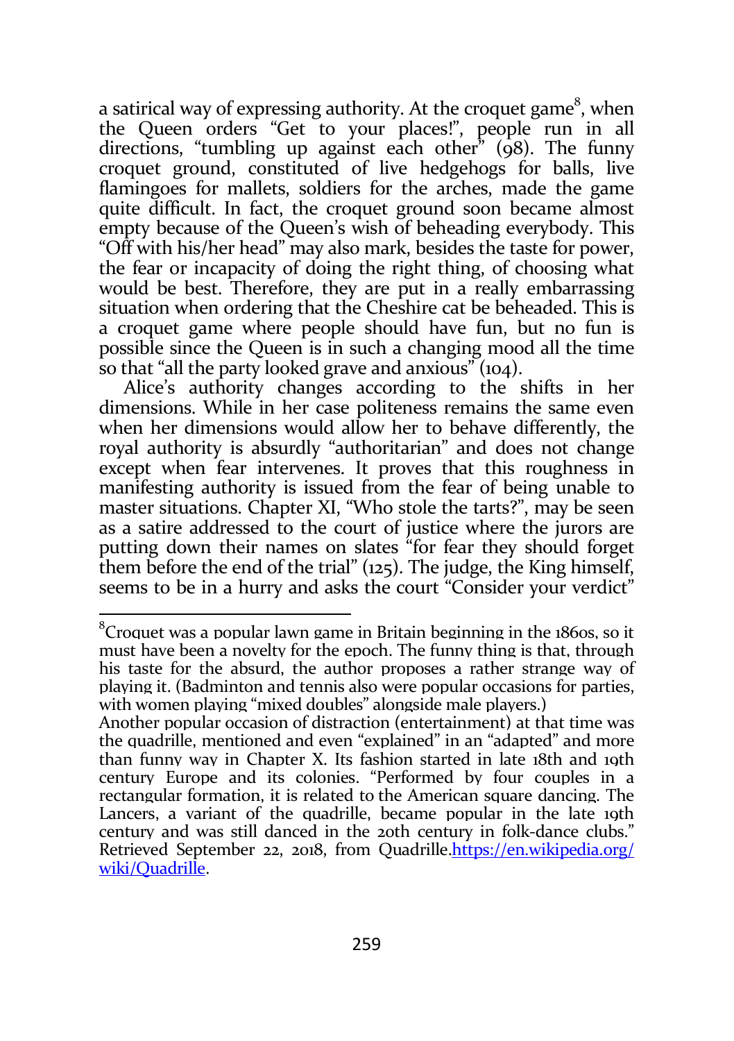a satirical way of expressing authority. At the croquet game[8], when the Queen orders "Get to your places!", people run in all directions, "tumbling up against each other" (98). The funny croquet ground, constituted of live hedgehogs for balls, live flamingoes for mallets, soldiers for the arches, made the game quite difficult. In fact, the croquet ground soon became almost empty because of the Queen's wish of beheading everybody. This "Off with his/her head" may also mark, besides the taste for power, the fear or incapacity of doing the right thing, of choosing what would be best. Therefore, they are put in a really embarrassing situation when ordering that the Cheshire cat be beheaded. This is a croquet game where people should have fun, but no fun is possible since the Queen is in such a changing mood all the time so that "all the party looked grave and anxious" (104).

Alice's authority changes according to the shifts in her dimensions. While in her case politeness remains the same even when her dimensions would allow her to behave differently, the royal authority is absurdly "authoritarian" and does not change except when fear intervenes. It proves that this roughness in manifesting authority is issued from the fear of being unable to master situations. Chapter XI, "Who stole the tarts?", may be seen as a satire addressed to the court of justice where the jurors are putting down their names on slates "for fear they should forget them before the end of the trial" (125). The judge, the King himself, seems to be in a hurry and asks the court "Consider your verdict"

---

[8]Croquet was a popular lawn game in Britain beginning in the 1860s, so it must have been a novelty for the epoch. The funny thing is that, through his taste for the absurd, the author proposes a rather strange way of playing it. (Badminton and tennis also were popular occasions for parties, with women playing "mixed doubles" alongside male players.)

Another popular occasion of distraction (entertainment) at that time was the quadrille, mentioned and even "explained" in an "adapted" and more than funny way in Chapter X. Its fashion started in late 18th and 19th century Europe and its colonies. "Performed by four couples in a rectangular formation, it is related to the American square dancing. The Lancers, a variant of the quadrille, became popular in the late 19th century and was still danced in the 20th century in folk-dance clubs." Retrieved September 22, 2018, from Quadrille.[https://en.wikipedia.org/wiki/Quadrille](https://en.wikipedia.org/wiki/Quadrille).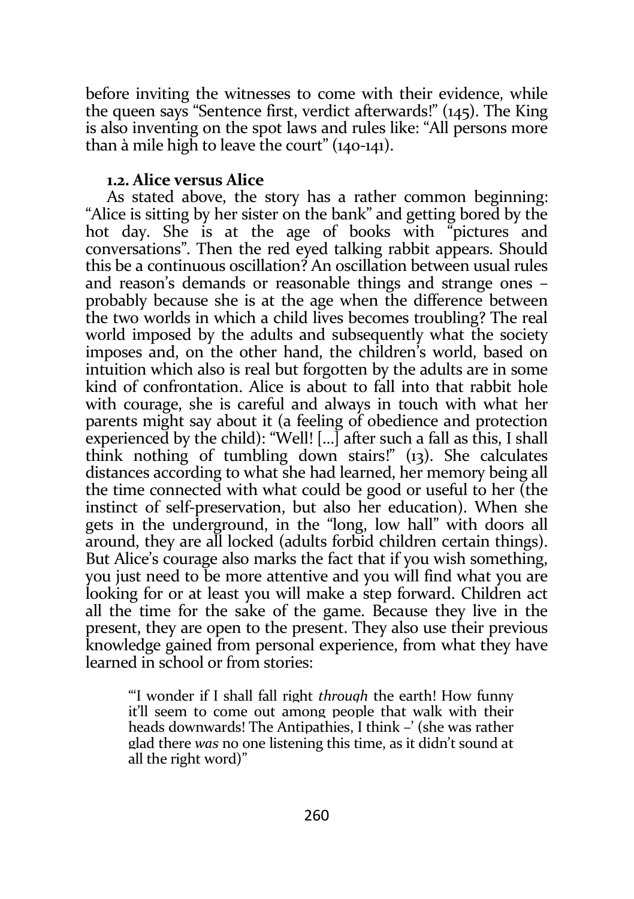before inviting the witnesses to come with their evidence, while the queen says "Sentence first, verdict afterwards!" (145). The King is also inventing on the spot laws and rules like: "All persons more than à mile high to leave the court" (140-141).

### 1.2. Alice versus Alice

As stated above, the story has a rather common beginning: "Alice is sitting by her sister on the bank" and getting bored by the hot day. She is at the age of books with "pictures and conversations". Then the red eyed talking rabbit appears. Should this be a continuous oscillation? An oscillation between usual rules and reason's demands or reasonable things and strange ones – probably because she is at the age when the difference between the two worlds in which a child lives becomes troubling? The real world imposed by the adults and subsequently what the society imposes and, on the other hand, the children's world, based on intuition which also is real but forgotten by the adults are in some kind of confrontation. Alice is about to fall into that rabbit hole with courage, she is careful and always in touch with what her parents might say about it (a feeling of obedience and protection experienced by the child): "Well! [...] after such a fall as this, I shall think nothing of tumbling down stairs!" (13). She calculates distances according to what she had learned, her memory being all the time connected with what could be good or useful to her (the instinct of self-preservation, but also her education). When she gets in the underground, in the "long, low hall" with doors all around, they are all locked (adults forbid children certain things). But Alice's courage also marks the fact that if you wish something, you just need to be more attentive and you will find what you are looking for or at least you will make a step forward. Children act all the time for the sake of the game. Because they live in the present, they are open to the present. They also use their previous knowledge gained from personal experience, from what they have learned in school or from stories:

> "'I wonder if I shall fall right *through* the earth! How funny it'll seem to come out among people that walk with their heads downwards! The Antipathies, I think –' (she was rather glad there *was* no one listening this time, as it didn't sound at all the right word)"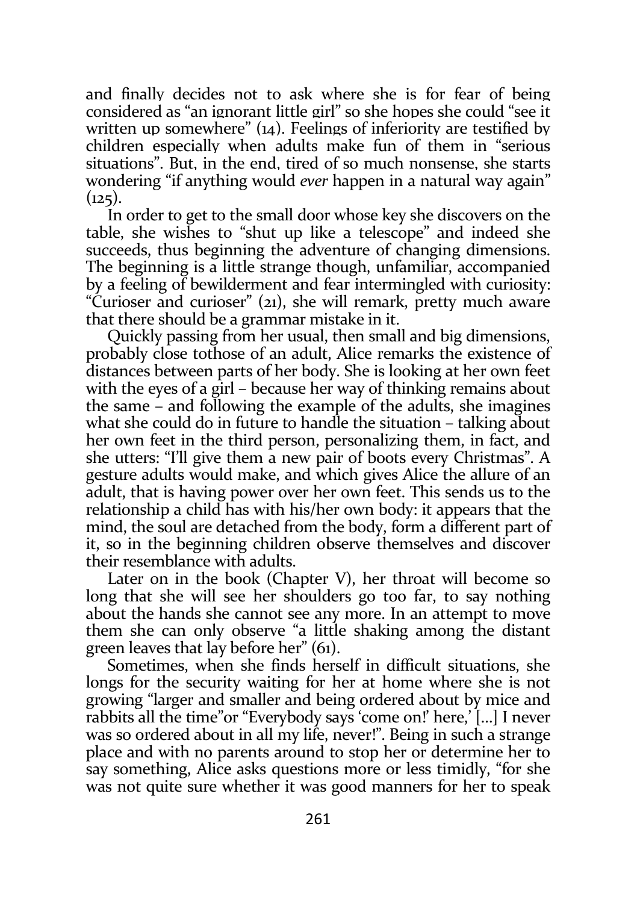and finally decides not to ask where she is for fear of being considered as "an ignorant little girl" so she hopes she could "see it written up somewhere" (14). Feelings of inferiority are testified by children especially when adults make fun of them in "serious situations". But, in the end, tired of so much nonsense, she starts wondering "if anything would *ever* happen in a natural way again" (125).

In order to get to the small door whose key she discovers on the table, she wishes to "shut up like a telescope" and indeed she succeeds, thus beginning the adventure of changing dimensions. The beginning is a little strange though, unfamiliar, accompanied by a feeling of bewilderment and fear intermingled with curiosity: "Curioser and curioser" (21), she will remark, pretty much aware that there should be a grammar mistake in it.

Quickly passing from her usual, then small and big dimensions, probably close tothose of an adult, Alice remarks the existence of distances between parts of her body. She is looking at her own feet with the eyes of a girl – because her way of thinking remains about the same – and following the example of the adults, she imagines what she could do in future to handle the situation – talking about her own feet in the third person, personalizing them, in fact, and she utters: "I'll give them a new pair of boots every Christmas". A gesture adults would make, and which gives Alice the allure of an adult, that is having power over her own feet. This sends us to the relationship a child has with his/her own body: it appears that the mind, the soul are detached from the body, form a different part of it, so in the beginning children observe themselves and discover their resemblance with adults.

Later on in the book (Chapter V), her throat will become so long that she will see her shoulders go too far, to say nothing about the hands she cannot see any more. In an attempt to move them she can only observe "a little shaking among the distant green leaves that lay before her" (61).

Sometimes, when she finds herself in difficult situations, she longs for the security waiting for her at home where she is not growing "larger and smaller and being ordered about by mice and rabbits all the time"or "Everybody says 'come on!' here,' [...] I never was so ordered about in all my life, never!". Being in such a strange place and with no parents around to stop her or determine her to say something, Alice asks questions more or less timidly, "for she was not quite sure whether it was good manners for her to speak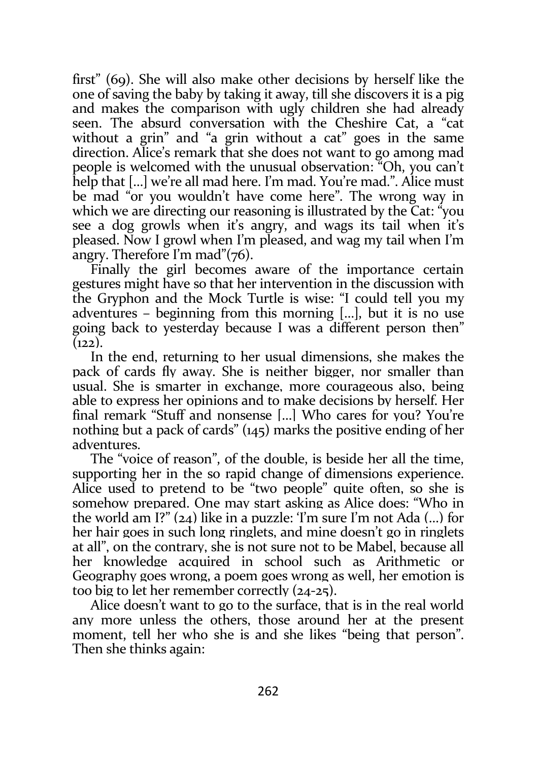first" (69). She will also make other decisions by herself like the one of saving the baby by taking it away, till she discovers it is a pig and makes the comparison with ugly children she had already seen. The absurd conversation with the Cheshire Cat, a "cat without a grin" and "a grin without a cat" goes in the same direction. Alice's remark that she does not want to go among mad people is welcomed with the unusual observation: "Oh, you can't help that [...] we're all mad here. I'm mad. You're mad.". Alice must be mad "or you wouldn't have come here". The wrong way in which we are directing our reasoning is illustrated by the Cat: "you see a dog growls when it's angry, and wags its tail when it's pleased. Now I growl when I'm pleased, and wag my tail when I'm angry. Therefore I'm mad"(76).

Finally the girl becomes aware of the importance certain gestures might have so that her intervention in the discussion with the Gryphon and the Mock Turtle is wise: "I could tell you my adventures – beginning from this morning [...], but it is no use going back to yesterday because I was a different person then" (122).

In the end, returning to her usual dimensions, she makes the pack of cards fly away. She is neither bigger, nor smaller than usual. She is smarter in exchange, more courageous also, being able to express her opinions and to make decisions by herself. Her final remark "Stuff and nonsense [...] Who cares for you? You're nothing but a pack of cards" (145) marks the positive ending of her adventures.

The "voice of reason", of the double, is beside her all the time, supporting her in the so rapid change of dimensions experience. Alice used to pretend to be "two people" quite often, so she is somehow prepared. One may start asking as Alice does: "Who in the world am I?" (24) like in a puzzle: 'I'm sure I'm not Ada (...) for her hair goes in such long ringlets, and mine doesn't go in ringlets at all", on the contrary, she is not sure not to be Mabel, because all her knowledge acquired in school such as Arithmetic or Geography goes wrong, a poem goes wrong as well, her emotion is too big to let her remember correctly (24-25).

Alice doesn't want to go to the surface, that is in the real world any more unless the others, those around her at the present moment, tell her who she is and she likes "being that person". Then she thinks again: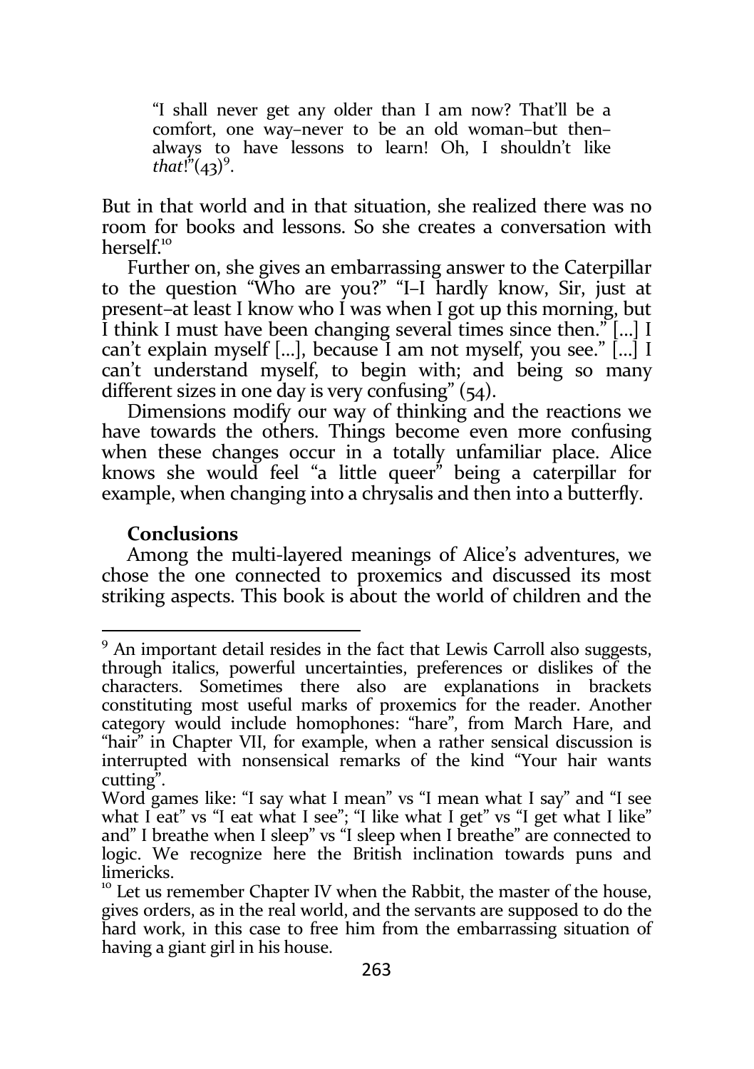> "I shall never get any older than I am now? That'll be a comfort, one way–never to be an old woman–but then–always to have lessons to learn! Oh, I shouldn't like *that*!"(43)[9].

But in that world and in that situation, she realized there was no room for books and lessons. So she creates a conversation with herself.[10]

Further on, she gives an embarrassing answer to the Caterpillar to the question "Who are you?" "I–I hardly know, Sir, just at present–at least I know who I was when I got up this morning, but I think I must have been changing several times since then." [...] I can't explain myself [...], because I am not myself, you see." [...] I can't understand myself, to begin with; and being so many different sizes in one day is very confusing" (54).

Dimensions modify our way of thinking and the reactions we have towards the others. Things become even more confusing when these changes occur in a totally unfamiliar place. Alice knows she would feel "a little queer" being a caterpillar for example, when changing into a chrysalis and then into a butterfly.

## Conclusions

Among the multi-layered meanings of Alice's adventures, we chose the one connected to proxemics and discussed its most striking aspects. This book is about the world of children and the

---

[9] An important detail resides in the fact that Lewis Carroll also suggests, through italics, powerful uncertainties, preferences or dislikes of the characters. Sometimes there also are explanations in brackets constituting most useful marks of proxemics for the reader. Another category would include homophones: "hare", from March Hare, and "hair" in Chapter VII, for example, when a rather sensical discussion is interrupted with nonsensical remarks of the kind "Your hair wants cutting".

Word games like: "I say what I mean" vs "I mean what I say" and "I see what I eat" vs "I eat what I see"; "I like what I get" vs "I get what I like" and" I breathe when I sleep" vs "I sleep when I breathe" are connected to logic. We recognize here the British inclination towards puns and limericks.

[10] Let us remember Chapter IV when the Rabbit, the master of the house, gives orders, as in the real world, and the servants are supposed to do the hard work, in this case to free him from the embarrassing situation of having a giant girl in his house.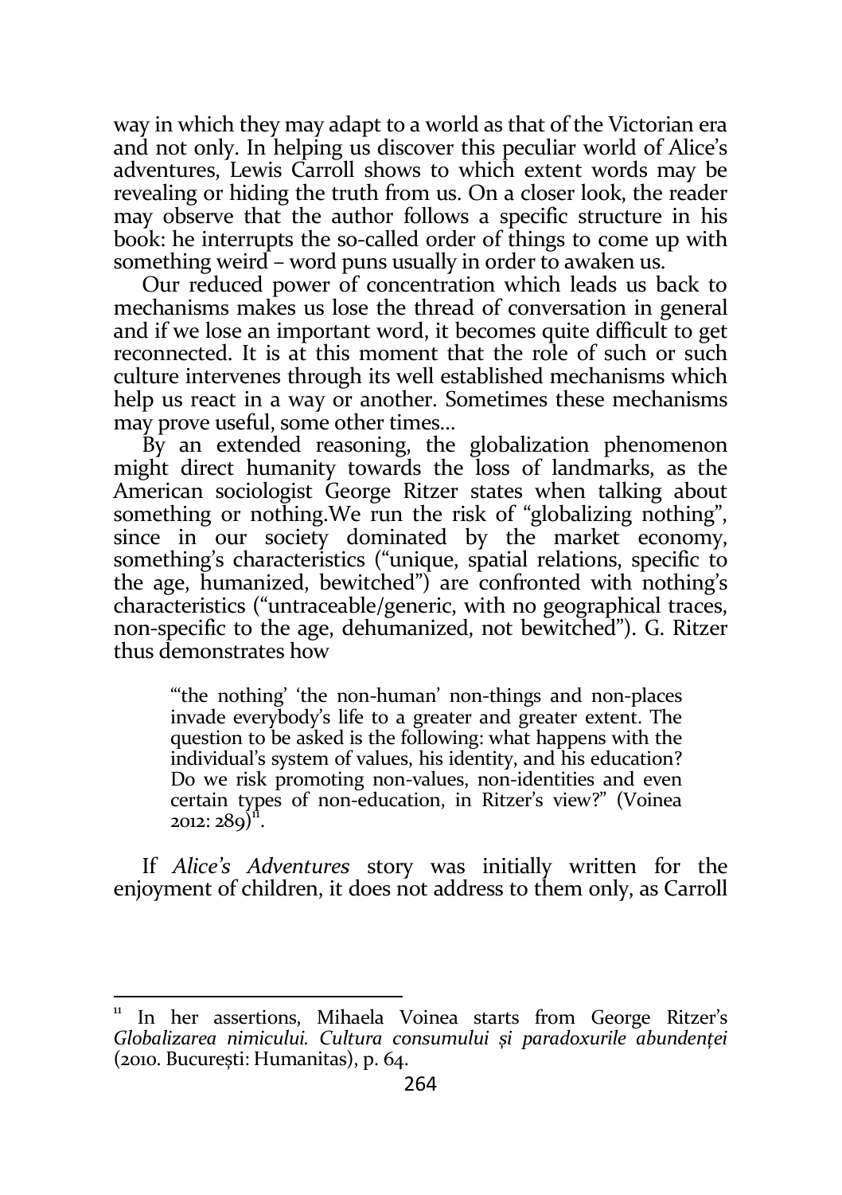way in which they may adapt to a world as that of the Victorian era and not only. In helping us discover this peculiar world of Alice's adventures, Lewis Carroll shows to which extent words may be revealing or hiding the truth from us. On a closer look, the reader may observe that the author follows a specific structure in his book: he interrupts the so-called order of things to come up with something weird – word puns usually in order to awaken us.

Our reduced power of concentration which leads us back to mechanisms makes us lose the thread of conversation in general and if we lose an important word, it becomes quite difficult to get reconnected. It is at this moment that the role of such or such culture intervenes through its well established mechanisms which help us react in a way or another. Sometimes these mechanisms may prove useful, some other times...

By an extended reasoning, the globalization phenomenon might direct humanity towards the loss of landmarks, as the American sociologist George Ritzer states when talking about something or nothing.We run the risk of "globalizing nothing", since in our society dominated by the market economy, something's characteristics ("unique, spatial relations, specific to the age, humanized, bewitched") are confronted with nothing's characteristics ("untraceable/generic, with no geographical traces, non-specific to the age, dehumanized, not bewitched"). G. Ritzer thus demonstrates how

> "'the nothing' 'the non-human' non-things and non-places invade everybody's life to a greater and greater extent. The question to be asked is the following: what happens with the individual's system of values, his identity, and his education? Do we risk promoting non-values, non-identities and even certain types of non-education, in Ritzer's view?" (Voinea 2012: 289)[11].

If *Alice's Adventures* story was initially written for the enjoyment of children, it does not address to them only, as Carroll

---

[11] In her assertions, Mihaela Voinea starts from George Ritzer's *Globalizarea nimicului. Cultura consumului și paradoxurile abundenței* (2010. București: Humanitas), p. 64.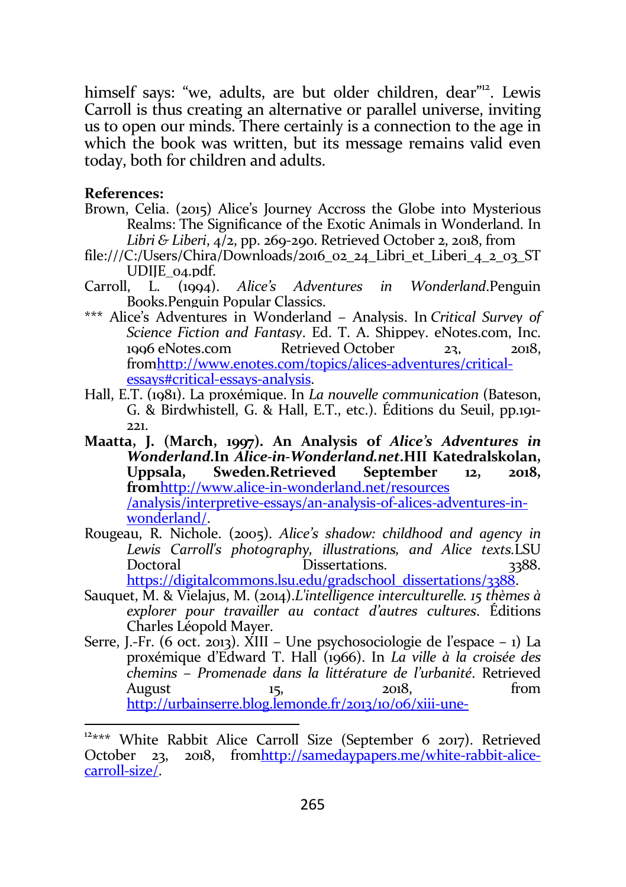himself says: “we, adults, are but older children, dear”[12]. Lewis Carroll is thus creating an alternative or parallel universe, inviting us to open our minds. There certainly is a connection to the age in which the book was written, but its message remains valid even today, both for children and adults.

**References:**

Brown, Celia. (2015) Alice’s Journey Accross the Globe into Mysterious Realms: The Significance of the Exotic Animals in Wonderland. In *Libri & Liberi*, 4/2, pp. 269-290. Retrieved October 2, 2018, from file:///C:/Users/Chira/Downloads/2016_02_24_Libri_et_Liberi_4_2_03_STUDIJE_04.pdf.

Carroll, L. (1994). *Alice’s Adventures in Wonderland*.Penguin Books.Penguin Popular Classics.

\*\*\* Alice’s Adventures in Wonderland – Analysis. In *Critical Survey of Science Fiction and Fantasy*. Ed. T. A. Shippey. eNotes.com, Inc. 1996 eNotes.com Retrieved October 23, 2018, fromhttp://www.enotes.com/topics/alices-adventures/critical-essays#critical-essays-analysis.

Hall, E.T. (1981). La proxémique. In *La nouvelle communication* (Bateson, G. & Birdwhistell, G. & Hall, E.T., etc.). Éditions du Seuil, pp.191-221.

**Maatta, J. (March, 1997). An Analysis of *Alice’s Adventures in Wonderland*.In *Alice-in-Wonderland.net*.HII Katedralskolan, Uppsala, Sweden.Retrieved September 12, 2018, from**http://www.alice-in-wonderland.net/resources/analysis/interpretive-essays/an-analysis-of-alices-adventures-in-wonderland/.

Rougeau, R. Nichole. (2005). *Alice’s shadow: childhood and agency in Lewis Carroll's photography, illustrations, and Alice texts*.LSU Doctoral Dissertations. 3388. https://digitalcommons.lsu.edu/gradschool_dissertations/3388.

Sauquet, M. & Vielajus, M. (2014).*L'intelligence interculturelle. 15 thèmes à explorer pour travailler au contact d’autres cultures*. Éditions Charles Léopold Mayer.

Serre, J.-Fr. (6 oct. 2013). XIII – Une psychosociologie de l’espace – 1) La proxémique d’Edward T. Hall (1966). In *La ville à la croisée des chemins – Promenade dans la littérature de l’urbanité*. Retrieved August 15, 2018, from http://urbainserre.blog.lemonde.fr/2013/10/06/xiii-une-

---

[12]\*\*\* White Rabbit Alice Carroll Size (September 6 2017). Retrieved October 23, 2018, fromhttp://samedaypapers.me/white-rabbit-alice-carroll-size/.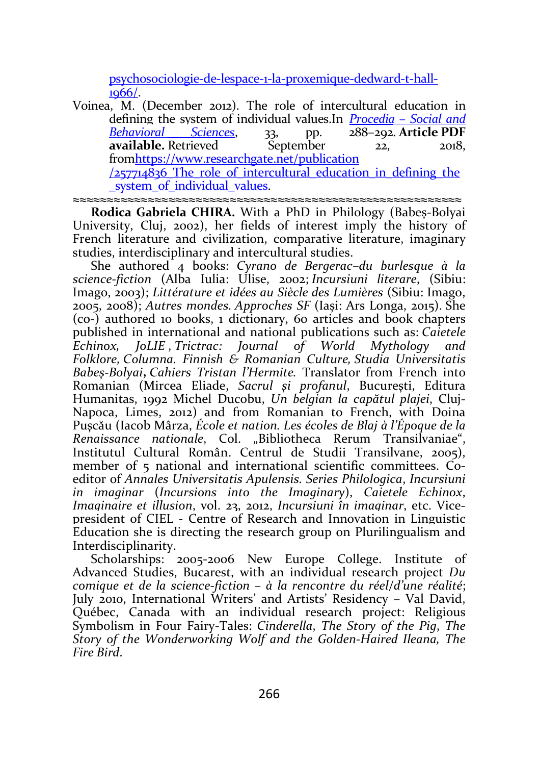psychosociologie-de-lespace-1-la-proxemique-dedward-t-hall-1966/.

Voinea, M. (December 2012). The role of intercultural education in defining the system of individual values.In *Procedia – Social and Behavioral Sciences*, 33, pp. 288–292. **Article PDF available.** Retrieved September 22, 2018, fromhttps://www.researchgate.net/publication/257714836_The_role_of_intercultural_education_in_defining_the_system_of_individual_values.

≈≈≈≈≈≈≈≈≈≈≈≈≈≈≈≈≈≈≈≈≈≈≈≈≈≈≈≈≈≈≈≈≈≈≈≈≈≈≈≈≈≈≈≈≈≈≈≈≈≈≈≈

**Rodica Gabriela CHIRA.** With a PhD in Philology (Babeș-Bolyai University, Cluj, 2002), her fields of interest imply the history of French literature and civilization, comparative literature, imaginary studies, interdisciplinary and intercultural studies.

She authored 4 books: *Cyrano de Bergerac–du burlesque à la science-fiction* (Alba Iulia: Ulise, 2002; *Incursiuni literare*, (Sibiu: Imago, 2003); *Littérature et idées au Siècle des Lumières* (Sibiu: Imago, 2005, 2008); *Autres mondes. Approches SF* (Iași: Ars Longa, 2015). She (co-) authored 10 books, 1 dictionary, 60 articles and book chapters published in international and national publications such as: *Caietele Echinox, JoLIE , Trictrac: Journal of World Mythology and Folklore, Columna. Finnish & Romanian Culture, Studia Universitatis Babeș-Bolyai***,** *Cahiers Tristan l'Hermite.* Translator from French into Romanian (Mircea Eliade, *Sacrul și profanul*, București, Editura Humanitas, 1992 Michel Ducobu, *Un belgian la capătul plajei*, Cluj-Napoca, Limes, 2012) and from Romanian to French, with Doina Pușcău (Iacob Mârza, *École et nation. Les écoles de Blaj à l'Époque de la Renaissance nationale*, Col. „Bibliotheca Rerum Transilvaniae", Institutul Cultural Român. Centrul de Studii Transilvane, 2005), member of 5 national and international scientific committees. Co-editor of *Annales Universitatis Apulensis. Series Philologica*, *Incursiuni in imaginar* (*Incursions into the Imaginary*), *Caietele Echinox*, *Imaginaire et illusion*, vol. 23, 2012, *Incursiuni în imaginar*, etc. Vice-president of CIEL - Centre of Research and Innovation in Linguistic Education she is directing the research group on Plurilingualism and Interdisciplinarity.

Scholarships: 2005-2006 New Europe College. Institute of Advanced Studies, Bucarest, with an individual research project *Du comique et de la science-fiction – à la rencontre du réel/d'une réalité*; July 2010, International Writers' and Artists' Residency – Val David, Québec, Canada with an individual research project: Religious Symbolism in Four Fairy-Tales: *Cinderella*, *The Story of the Pig*, *The Story of the Wonderworking Wolf and the Golden-Haired Ileana, The Fire Bird*.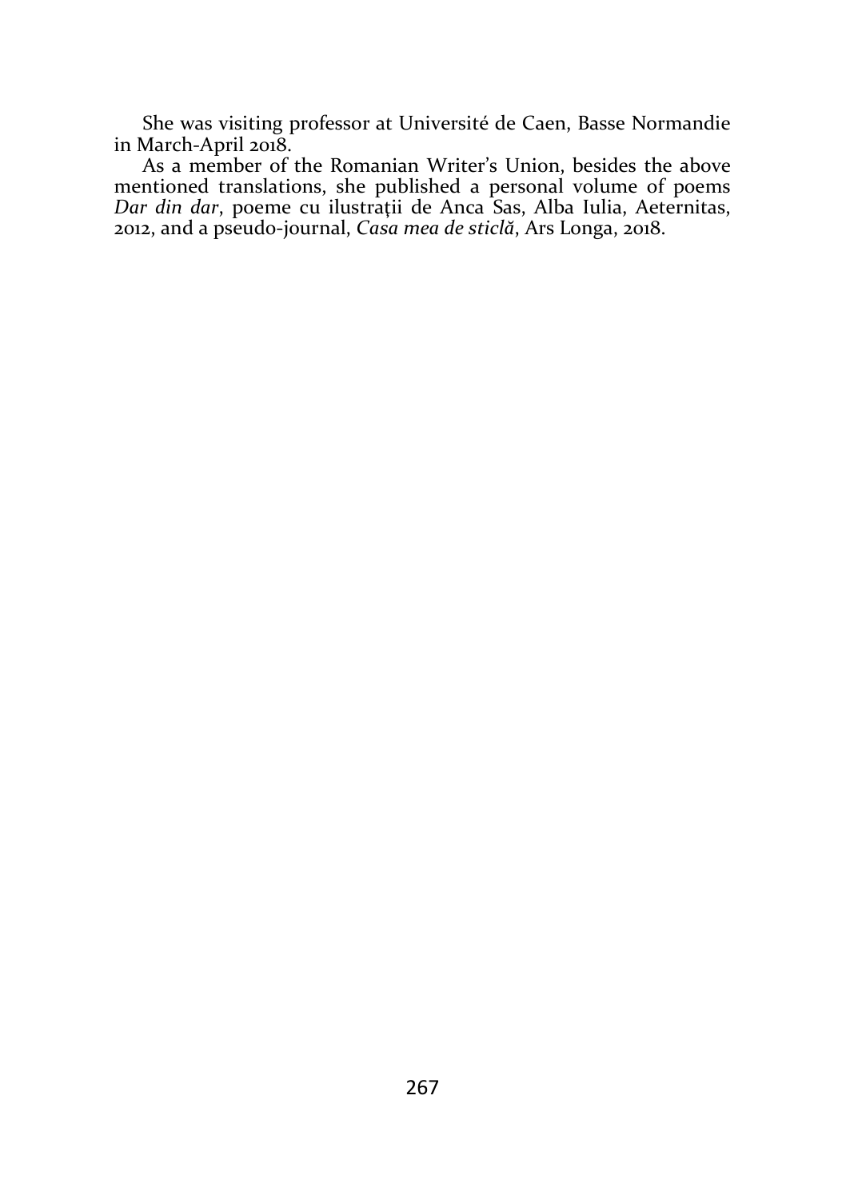She was visiting professor at Université de Caen, Basse Normandie in March-April 2018.

As a member of the Romanian Writer's Union, besides the above mentioned translations, she published a personal volume of poems *Dar din dar*, poeme cu ilustrații de Anca Sas, Alba Iulia, Aeternitas, 2012, and a pseudo-journal, *Casa mea de sticlă*, Ars Longa, 2018.